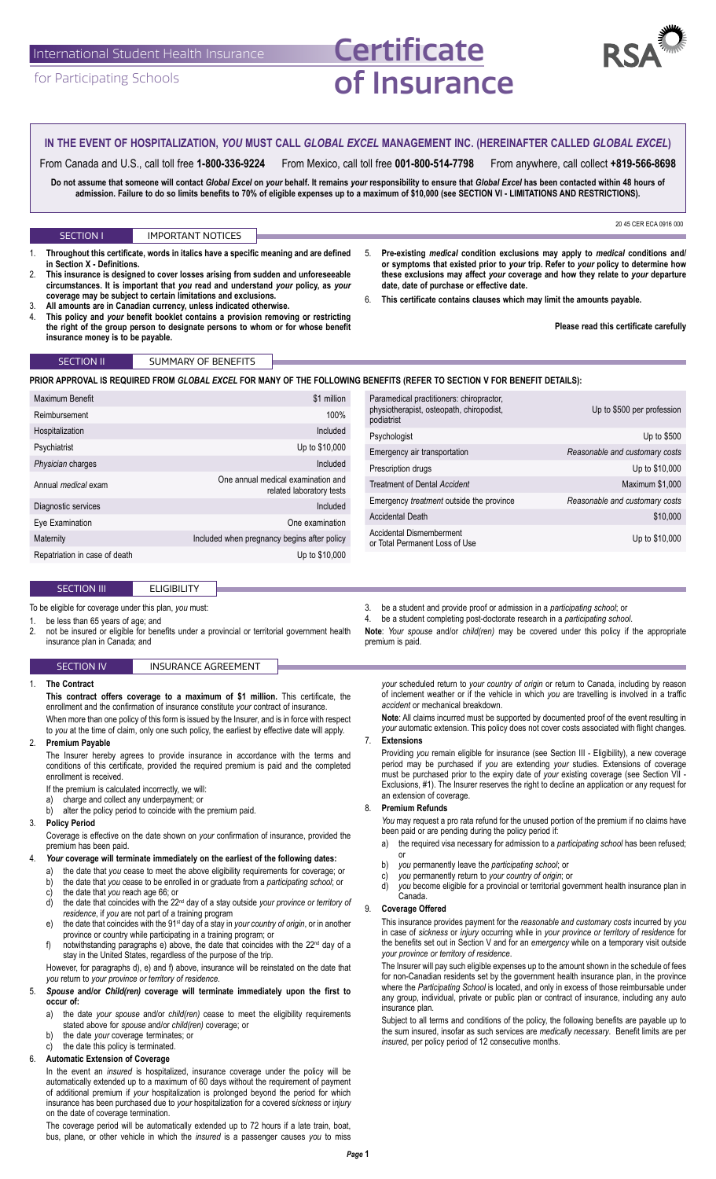International Student Health Insurance

for Participating Schools

# Certificate of Insurance

RSA

## IN THE EVENT OF HOSPITALIZATION, *YOU* MUST CALL *GLOBAL EXCEL* MANAGEMENT INC. (HEREINAFTER CALLED *GLOBAL EXCEL*)

From Canada and U.S., call toll free **1-800-336-9224** From Mexico, call toll free **001-800-514-7798** From anywhere, call collect **+819-566-8698**

**Do not assume that someone will contact *Global Excel* on *your* behalf. It remains *your* responsibility to ensure that *Global Excel* has been contacted within 48 hours of admission. Failure to do so limits benefits to 70% of eligible expenses up to a maximum of $10,000 (see SECTION VI - LIMITATIONS AND RESTRICTIONS).**

20 45 CER ECA 0916 000

## SECTION I IMPORTANT NOTICES

1. **Throughout this certificate, words in italics have a specific meaning and are defined in Section X - Definitions.**
2. **This insurance is designed to cover losses arising from sudden and unforeseeable circumstances. It is important that *you* read and understand *your* policy, as *your* coverage may be subject to certain limitations and exclusions.**
3. **All amounts are in Canadian currency, unless indicated otherwise.**
4. **This policy and *your* benefit booklet contains a provision removing or restricting the right of the group person to designate persons to whom or for whose benefit insurance money is to be payable.**
5. **Pre-existing *medical* condition exclusions may apply to *medical* conditions and/ or symptoms that existed prior to *your* trip. Refer to *your* policy to determine how these exclusions may affect *your* coverage and how they relate to *your* departure date, date of purchase or effective date.**
6. **This certificate contains clauses which may limit the amounts payable.**

**Please read this certificate carefully**

## SECTION II SUMMARY OF BENEFITS

**PRIOR APPROVAL IS REQUIRED FROM *GLOBAL EXCEL* FOR MANY OF THE FOLLOWING BENEFITS (REFER TO SECTION V FOR BENEFIT DETAILS):**

| Benefit | Amount |
|---|---|
| Maximum Benefit | $1 million |
| Reimbursement | 100% |
| Hospitalization | Included |
| Psychiatrist | Up to $10,000 |
| *Physician* charges | Included |
| Annual *medical* exam | One annual medical examination and related laboratory tests |
| Diagnostic services | Included |
| Eye Examination | One examination |
| Maternity | Included when pregnancy begins after policy |
| Repatriation in case of death | Up to $10,000 |
| Paramedical practitioners: chiropractor, physiotherapist, osteopath, chiropodist, podiatrist | Up to $500 per profession |
| Psychologist | Up to $500 |
| Emergency air transportation | *Reasonable and customary costs* |
| Prescription drugs | Up to $10,000 |
| Treatment of Dental *Accident* | Maximum $1,000 |
| Emergency *treatment* outside the province | *Reasonable and customary costs* |
| Accidental Death | $10,000 |
| Accidental Dismemberment or Total Permanent Loss of Use | Up to $10,000 |

## SECTION III ELIGIBILITY

To be eligible for coverage under this plan, *you* must:

1. be less than 65 years of age; and
2. not be insured or eligible for benefits under a provincial or territorial government health insurance plan in Canada; and
3. be a student and provide proof or admission in a *participating school*; or
4. be a student completing post-doctorate research in a *participating school*.

**Note**: *Your spouse* and/or *child(ren)* may be covered under this policy if the appropriate premium is paid.

## SECTION IV INSURANCE AGREEMENT

1. **The Contract**

   **This contract offers coverage to a maximum of $1 million.** This certificate, the enrollment and the confirmation of insurance constitute *your* contract of insurance.

   When more than one policy of this form is issued by the Insurer, and is in force with respect to *you* at the time of claim, only one such policy, the earliest by effective date will apply.

2. **Premium Payable**

   The Insurer hereby agrees to provide insurance in accordance with the terms and conditions of this certificate, provided the required premium is paid and the completed enrollment is received.

   If the premium is calculated incorrectly, we will:

   a) charge and collect any underpayment; or
   b) alter the policy period to coincide with the premium paid.

3. **Policy Period**

   Coverage is effective on the date shown on *your* confirmation of insurance, provided the premium has been paid.

4. ***Your* coverage will terminate immediately on the earliest of the following dates:**

   a) the date that *you* cease to meet the above eligibility requirements for coverage; or
   b) the date that *you* cease to be enrolled in or graduate from a *participating school*; or
   c) the date that *you* reach age 66; or
   d) the date that coincides with the 22nd day of a stay outside *your province or territory of residence*, if *you* are not part of a training program
   e) the date that coincides with the 91st day of a stay in *your country of origin*, or in another province or country while participating in a training program; or
   f) notwithstanding paragraphs e) above, the date that coincides with the 22nd day of a stay in the United States, regardless of the purpose of the trip.

   However, for paragraphs d), e) and f) above, insurance will be reinstated on the date that *you* return to *your province or territory of residence*.

5. ***Spouse* and/or *Child(ren)* coverage will terminate immediately upon the first to occur of:**

   a) the date *your spouse* and/or *child(ren)* cease to meet the eligibility requirements stated above for *spouse* and/or *child(ren)* coverage; or
   b) the date *your* coverage terminates; or
   c) the date this policy is terminated.

6. **Automatic Extension of Coverage**

   In the event an *insured* is hospitalized, insurance coverage under the policy will be automatically extended up to a maximum of 60 days without the requirement of payment of additional premium if *your* hospitalization is prolonged beyond the period for which insurance has been purchased due to *your* hospitalization for a covered *sickness* or *injury* on the date of coverage termination.

   The coverage period will be automatically extended up to 72 hours if a late train, boat, bus, plane, or other vehicle in which the *insured* is a passenger causes *you* to miss *your* scheduled return to *your country of origin* or return to Canada, including by reason of inclement weather or if the vehicle in which *you* are travelling is involved in a traffic *accident* or mechanical breakdown.

   **Note**: All claims incurred must be supported by documented proof of the event resulting in *your* automatic extension. This policy does not cover costs associated with flight changes.

7. **Extensions**

   Providing *you* remain eligible for insurance (see Section III - Eligibility), a new coverage period may be purchased if *you* are extending *your* studies. Extensions of coverage must be purchased prior to the expiry date of *your* existing coverage (see Section VII - Exclusions, #1). The Insurer reserves the right to decline an application or any request for an extension of coverage.

8. **Premium Refunds**

   *You* may request a pro rata refund for the unused portion of the premium if no claims have been paid or are pending during the policy period if:

   a) the required visa necessary for admission to a *participating school* has been refused; or
   b) *you* permanently leave the *participating school*; or
   c) *you* permanently return to *your country of origin*; or
   d) *you* become eligible for a provincial or territorial government health insurance plan in Canada.

9. **Coverage Offered**

   This insurance provides payment for the *reasonable and customary costs* incurred by *you* in case of *sickness* or *injury* occurring while in *your province or territory of residence* for the benefits set out in Section V and for an *emergency* while on a temporary visit outside *your province or territory of residence*.

   The Insurer will pay such eligible expenses up to the amount shown in the schedule of fees for non-Canadian residents set by the government health insurance plan, in the province where the *Participating School* is located, and only in excess of those reimbursable under any group, individual, private or public plan or contract of insurance, including any auto insurance plan.

   Subject to all terms and conditions of the policy, the following benefits are payable up to the sum insured, insofar as such services are *medically necessary*. Benefit limits are per *insured*, per policy period of 12 consecutive months.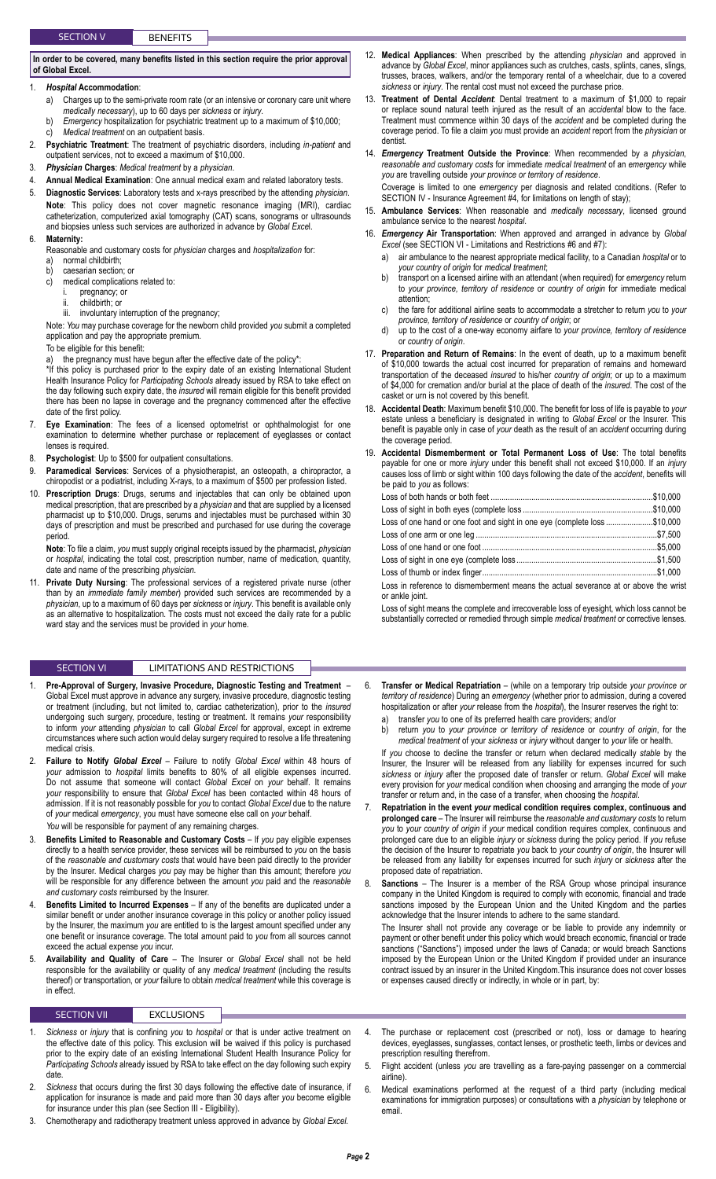## SECTION V BENEFITS

**In order to be covered, many benefits listed in this section require the prior approval of Global Excel.**

1. ***Hospital* Accommodation**:
   a) Charges up to the semi-private room rate (or an intensive or coronary care unit where *medically necessary*), up to 60 days per *sickness* or *injury*.
   b) *Emergency* hospitalization for psychiatric treatment up to a maximum of $10,000;
   c) *Medical treatment* on an outpatient basis.
2. **Psychiatric Treatment**: The treatment of psychiatric disorders, including *in-patient* and outpatient services, not to exceed a maximum of $10,000.
3. ***Physician* Charges**: *Medical treatment* by a *physician*.
4. **Annual Medical Examination**: One annual medical exam and related laboratory tests.
5. **Diagnostic Services**: Laboratory tests and x-rays prescribed by the attending *physician*.
   **Note**: This policy does not cover magnetic resonance imaging (MRI), cardiac catheterization, computerized axial tomography (CAT) scans, sonograms or ultrasounds and biopsies unless such services are authorized in advance by *Global Exce*l.
6. **Maternity:**
   Reasonable and customary costs for *physician* charges and *hospitalization* for:
   a) normal childbirth;
   b) caesarian section; or
   c) medical complications related to:
      i. pregnancy; or
      ii. childbirth; or
      iii. involuntary interruption of the pregnancy;

   Note: *You* may purchase coverage for the newborn child provided *you* submit a completed application and pay the appropriate premium.

   To be eligible for this benefit:

   a) the pregnancy must have begun after the effective date of the policy*:

   *If this policy is purchased prior to the expiry date of an existing International Student Health Insurance Policy for *Participating Schools* already issued by RSA to take effect on the day following such expiry date, the *insured* will remain eligible for this benefit provided there has been no lapse in coverage and the pregnancy commenced after the effective date of the first policy.
7. **Eye Examination**: The fees of a licensed optometrist or ophthalmologist for one examination to determine whether purchase or replacement of eyeglasses or contact lenses is required.
8. **Psychologist**: Up to $500 for outpatient consultations.
9. **Paramedical Services**: Services of a physiotherapist, an osteopath, a chiropractor, a chiropodist or a podiatrist, including X-rays, to a maximum of $500 per profession listed.
10. **Prescription Drugs**: Drugs, serums and injectables that can only be obtained upon medical prescription, that are prescribed by a *physician* and that are supplied by a licensed pharmacist up to $10,000. Drugs, serums and injectables must be purchased within 30 days of prescription and must be prescribed and purchased for use during the coverage period.

    **Note**: To file a claim, *you* must supply original receipts issued by the pharmacist, *physician* or *hospital*, indicating the total cost, prescription number, name of medication, quantity, date and name of the prescribing *physician*.
11. **Private Duty Nursing**: The professional services of a registered private nurse (other than by an *immediate family member*) provided such services are recommended by a *physician*, up to a maximum of 60 days per *sickness* or *injury*. This benefit is available only as an alternative to hospitalization. The costs must not exceed the daily rate for a public ward stay and the services must be provided in *your* home.
12. **Medical Appliances**: When prescribed by the attending *physician* and approved in advance by *Global Excel*, minor appliances such as crutches, casts, splints, canes, slings, trusses, braces, walkers, and/or the temporary rental of a wheelchair, due to a covered *sickness* or *injury*. The rental cost must not exceed the purchase price.
13. **Treatment of Dental *Accident***: Dental treatment to a maximum of $1,000 to repair or replace sound natural teeth injured as the result of an *accidental* blow to the face. Treatment must commence within 30 days of the *accident* and be completed during the coverage period. To file a claim *you* must provide an *accident* report from the *physician* or dentist.
14. ***Emergency* Treatment Outside the Province**: When recommended by a *physician*, *reasonable and customary costs* for immediate *medical treatment* of an *emergency* while *you* are travelling outside *your province or territory of residence*.
    Coverage is limited to one *emergency* per diagnosis and related conditions. (Refer to SECTION IV - Insurance Agreement #4, for limitations on length of stay);
15. **Ambulance Services**: When reasonable and *medically necessary*, licensed ground ambulance service to the nearest *hospital*.
16. ***Emergency* Air Transportation**: When approved and arranged in advance by *Global Excel* (see SECTION VI - Limitations and Restrictions #6 and #7):
    a) air ambulance to the nearest appropriate medical facility, to a Canadian *hospital* or to *your country of origin* for *medical treatment*;
    b) transport on a licensed airline with an attendant (when required) for *emergency* return to *your province, territory of residence* or *country of origin* for immediate medical attention;
    c) the fare for additional airline seats to accommodate a stretcher to return *you* to *your province, territory of residence* or *country of origin*; or
    d) up to the cost of a one-way economy airfare to *your province, territory of residence* or *country of origin*.
17. **Preparation and Return of Remains**: In the event of death, up to a maximum benefit of $10,000 towards the actual cost incurred for preparation of remains and homeward transportation of the deceased *insured* to his/her *country of origin*; or up to a maximum of $4,000 for cremation and/or burial at the place of death of the *insured*. The cost of the casket or urn is not covered by this benefit.
18. **Accidental Death**: Maximum benefit $10,000. The benefit for loss of life is payable to *your* estate unless a beneficiary is designated in writing to *Global Excel* or the Insurer. This benefit is payable only in case of *your* death as the result of an *accident* occurring during the coverage period.
19. **Accidental Dismemberment or Total Permanent Loss of Use**: The total benefits payable for one or more *injury* under this benefit shall not exceed $10,000. If an *injury* causes loss of limb or sight within 100 days following the date of the *accident*, benefits will be paid to *you* as follows:

| | |
|---|---|
| Loss of both hands or both feet | $10,000 |
| Loss of sight in both eyes (complete loss) | $10,000 |
| Loss of one hand or one foot and sight in one eye (complete loss) | $10,000 |
| Loss of one arm or one leg | $7,500 |
| Loss of one hand or one foot | $5,000 |
| Loss of sight in one eye (complete loss) | $1,500 |
| Loss of thumb or index finger | $1,000 |

Loss in reference to dismemberment means the actual severance at or above the wrist or ankle joint.

Loss of sight means the complete and irrecoverable loss of eyesight, which loss cannot be substantially corrected or remedied through simple *medical treatment* or corrective lenses.

## SECTION VI LIMITATIONS AND RESTRICTIONS

1. **Pre-Approval of Surgery, Invasive Procedure, Diagnostic Testing and Treatment** – Global Excel must approve in advance any surgery, invasive procedure, diagnostic testing or treatment (including, but not limited to, cardiac catheterization), prior to the *insured* undergoing such surgery, procedure, testing or treatment. It remains *your* responsibility to inform *your* attending *physician* to call *Global Excel* for approval, except in extreme circumstances where such action would delay surgery required to resolve a life threatening medical crisis.
2. **Failure to Notify *Global Excel*** – Failure to notify *Global Excel* within 48 hours of *your* admission to *hospital* limits benefits to 80% of all eligible expenses incurred. Do not assume that someone will contact *Global Excel* on *your* behalf. It remains *your* responsibility to ensure that *Global Excel* has been contacted within 48 hours of admission. If it is not reasonably possible for *you* to contact *Global Excel* due to the nature of *your* medical *emergency*, you must have someone else call on *your* behalf.
   *You* will be responsible for payment of any remaining charges.
3. **Benefits Limited to Reasonable and Customary Costs** – If *you* pay eligible expenses directly to a health service provider, these services will be reimbursed to *you* on the basis of the *reasonable and customary costs* that would have been paid directly to the provider by the Insurer. Medical charges *you* pay may be higher than this amount; therefore *you* will be responsible for any difference between the amount *you* paid and the *reasonable and customary costs* reimbursed by the Insurer.
4. **Benefits Limited to Incurred Expenses** – If any of the benefits are duplicated under a similar benefit or under another insurance coverage in this policy or another policy issued by the Insurer, the maximum *you* are entitled to is the largest amount specified under any one benefit or insurance coverage. The total amount paid to *you* from all sources cannot exceed the actual expense *you* incur.
5. **Availability and Quality of Care** – The Insurer or *Global Excel* shall not be held responsible for the availability or quality of any *medical treatment* (including the results thereof) or transportation, or *your* failure to obtain *medical treatment* while this coverage is in effect.
6. **Transfer or Medical Repatriation** – (while on a temporary trip outside *your province or territory of residence*) During an *emergency* (whether prior to admission, during a covered hospitalization or after *your* release from the *hospital*), the Insurer reserves the right to:
   a) transfer *you* to one of its preferred health care providers; and/or
   b) return *you* to *your province or territory of residence* or *country of origin*, for the *medical treatment* of your *sickness* or *injury* without danger to *your* life or health.

   If *you* choose to decline the transfer or return when declared medically *stable* by the Insurer, the Insurer will be released from any liability for expenses incurred for such *sickness* or *injury* after the proposed date of transfer or return. *Global Excel* will make every provision for *your* medical condition when choosing and arranging the mode of *your* transfer or return and, in the case of a transfer, when choosing the *hospital*.
7. **Repatriation in the event *your* medical condition requires complex, continuous and prolonged care** – The Insurer will reimburse the *reasonable and customary costs* to return *you* to *your country of origin* if *your* medical condition requires complex, continuous and prolonged care due to an eligible *injury* or *sickness* during the policy period. If *you* refuse the decision of the Insurer to repatriate *you* back to *your country of origin*, the Insurer will be released from any liability for expenses incurred for such *injury* or *sickness* after the proposed date of repatriation.
8. **Sanctions** – The Insurer is a member of the RSA Group whose principal insurance company in the United Kingdom is required to comply with economic, financial and trade sanctions imposed by the European Union and the United Kingdom and the parties acknowledge that the Insurer intends to adhere to the same standard.

   The Insurer shall not provide any coverage or be liable to provide any indemnity or payment or other benefit under this policy which would breach economic, financial or trade sanctions ("Sanctions") imposed under the laws of Canada; or would breach Sanctions imposed by the European Union or the United Kingdom if provided under an insurance contract issued by an insurer in the United Kingdom.This insurance does not cover losses or expenses caused directly or indirectly, in whole or in part, by:

## SECTION VII EXCLUSIONS

1. *Sickness* or *injury* that is confining *you* to *hospital* or that is under active treatment on the effective date of this policy. This exclusion will be waived if this policy is purchased prior to the expiry date of an existing International Student Health Insurance Policy for *Participating Schools* already issued by RSA to take effect on the day following such expiry date.
2. *Sickness* that occurs during the first 30 days following the effective date of insurance, if application for insurance is made and paid more than 30 days after *you* become eligible for insurance under this plan (see Section III - Eligibility).
3. Chemotherapy and radiotherapy treatment unless approved in advance by *Global Excel*.
4. The purchase or replacement cost (prescribed or not), loss or damage to hearing devices, eyeglasses, sunglasses, contact lenses, or prosthetic teeth, limbs or devices and prescription resulting therefrom.
5. Flight accident (unless *you* are travelling as a fare-paying passenger on a commercial airline).
6. Medical examinations performed at the request of a third party (including medical examinations for immigration purposes) or consultations with a *physician* by telephone or email.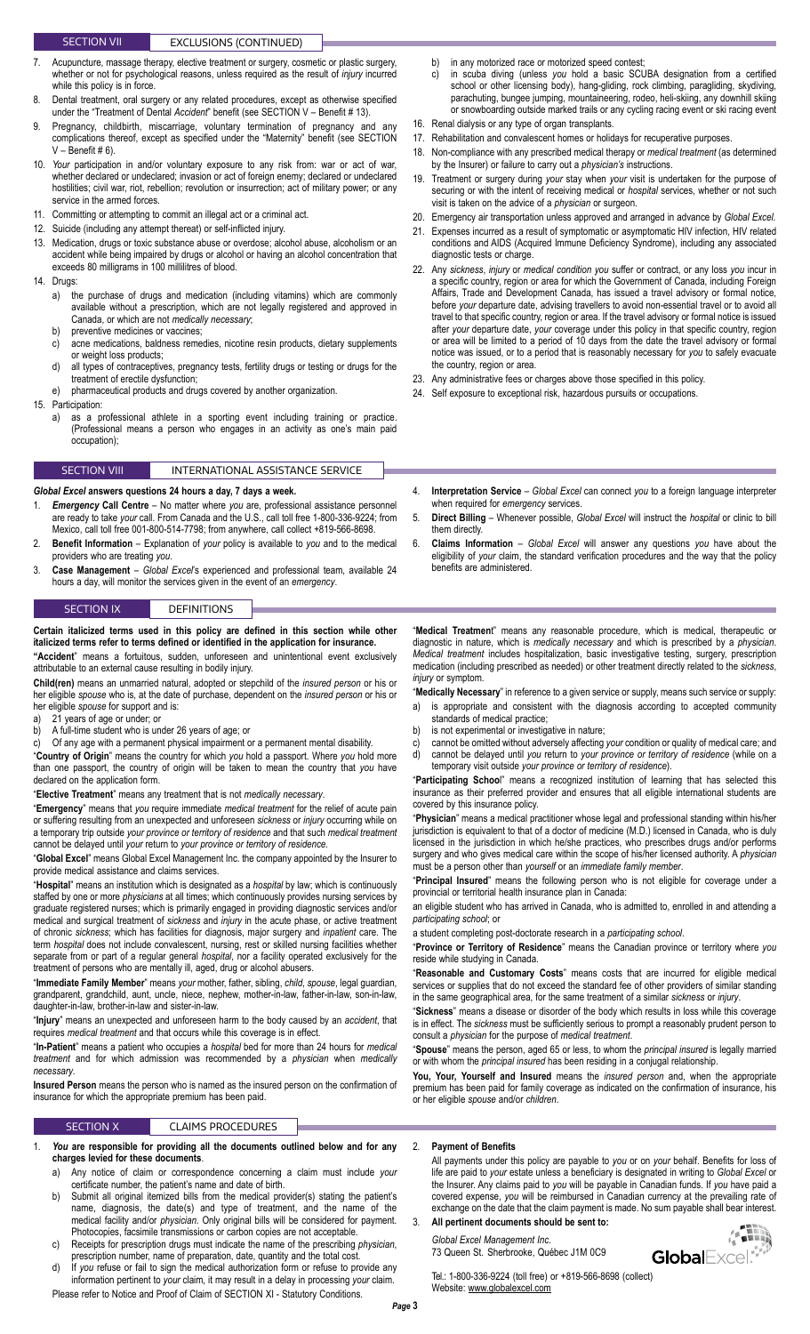## SECTION VII EXCLUSIONS (CONTINUED)

7. Acupuncture, massage therapy, elective treatment or surgery, cosmetic or plastic surgery, whether or not for psychological reasons, unless required as the result of *injury* incurred while this policy is in force.
8. Dental treatment, oral surgery or any related procedures, except as otherwise specified under the "Treatment of Dental *Accident*" benefit (see SECTION V – Benefit # 13).
9. Pregnancy, childbirth, miscarriage, voluntary termination of pregnancy and any complications thereof, except as specified under the "Maternity" benefit (see SECTION V – Benefit # 6).
10. *Your* participation in and/or voluntary exposure to any risk from: war or act of war, whether declared or undeclared; invasion or act of foreign enemy; declared or undeclared hostilities; civil war, riot, rebellion; revolution or insurrection; act of military power; or any service in the armed forces.
11. Committing or attempting to commit an illegal act or a criminal act.
12. Suicide (including any attempt thereat) or self-inflicted injury.
13. Medication, drugs or toxic substance abuse or overdose; alcohol abuse, alcoholism or an accident while being impaired by drugs or alcohol or having an alcohol concentration that exceeds 80 milligrams in 100 millilitres of blood.
14. Drugs:
    a) the purchase of drugs and medication (including vitamins) which are commonly available without a prescription, which are not legally registered and approved in Canada, or which are not *medically necessary*;
    b) preventive medicines or vaccines;
    c) acne medications, baldness remedies, nicotine resin products, dietary supplements or weight loss products;
    d) all types of contraceptives, pregnancy tests, fertility drugs or testing or drugs for the treatment of erectile dysfunction;
    e) pharmaceutical products and drugs covered by another organization.
15. Participation:
    a) as a professional athlete in a sporting event including training or practice. (Professional means a person who engages in an activity as one's main paid occupation);
    b) in any motorized race or motorized speed contest;
    c) in scuba diving (unless *you* hold a basic SCUBA designation from a certified school or other licensing body), hang-gliding, rock climbing, paragliding, skydiving, parachuting, bungee jumping, mountaineering, rodeo, heli-skiing, any downhill skiing or snowboarding outside marked trails or any cycling racing event or ski racing event
16. Renal dialysis or any type of organ transplants.
17. Rehabilitation and convalescent homes or holidays for recuperative purposes.
18. Non-compliance with any prescribed medical therapy or *medical treatment* (as determined by the Insurer) or failure to carry out a *physician's* instructions.
19. Treatment or surgery during *your* stay when *your* visit is undertaken for the purpose of securing or with the intent of receiving medical or *hospital* services, whether or not such visit is taken on the advice of a *physician* or surgeon.
20. Emergency air transportation unless approved and arranged in advance by *Global Excel*.
21. Expenses incurred as a result of symptomatic or asymptomatic HIV infection, HIV related conditions and AIDS (Acquired Immune Deficiency Syndrome), including any associated diagnostic tests or charge.
22. Any *sickness*, *injury* or *medical condition you* suffer or contract, or any loss *you* incur in a specific country, region or area for which the Government of Canada, including Foreign Affairs, Trade and Development Canada, has issued a travel advisory or formal notice, before *your* departure date, advising travellers to avoid non-essential travel or to avoid all travel to that specific country, region or area. If the travel advisory or formal notice is issued after *your* departure date, *your* coverage under this policy in that specific country, region or area will be limited to a period of 10 days from the date the travel advisory or formal notice was issued, or to a period that is reasonably necessary for *you* to safely evacuate the country, region or area.
23. Any administrative fees or charges above those specified in this policy.
24. Self exposure to exceptional risk, hazardous pursuits or occupations.

## SECTION VIII INTERNATIONAL ASSISTANCE SERVICE

***Global Excel* answers questions 24 hours a day, 7 days a week.**

1. ***Emergency* Call Centre** – No matter where *you* are, professional assistance personnel are ready to take *your* call. From Canada and the U.S., call toll free 1-800-336-9224; from Mexico, call toll free 001-800-514-7798; from anywhere, call collect +819-566-8698.
2. **Benefit Information** – Explanation of *your* policy is available to *you* and to the medical providers who are treating *you*.
3. **Case Management** – *Global Excel*'s experienced and professional team, available 24 hours a day, will monitor the services given in the event of an *emergency*.
4. **Interpretation Service** – *Global Excel* can connect *you* to a foreign language interpreter when required for *emergency* services.
5. **Direct Billing** – Whenever possible, *Global Excel* will instruct the *hospital* or clinic to bill them directly.
6. **Claims Information** – *Global Excel* will answer any questions *you* have about the eligibility of *your* claim, the standard verification procedures and the way that the policy benefits are administered.

## SECTION IX DEFINITIONS

**Certain italicized terms used in this policy are defined in this section while other italicized terms refer to terms defined or identified in the application for insurance.**

**"Accident"** means a fortuitous, sudden, unforeseen and unintentional event exclusively attributable to an external cause resulting in bodily injury.

**Child(ren)** means an unmarried natural, adopted or stepchild of the *insured person* or his or her eligible *spouse* who is, at the date of purchase, dependent on the *insured person* or his or her eligible *spouse* for support and is:

a) 21 years of age or under; or
b) A full-time student who is under 26 years of age; or
c) Of any age with a permanent physical impairment or a permanent mental disability.

"**Country of Origin**" means the country for which *you* hold a passport. Where *you* hold more than one passport, the country of origin will be taken to mean the country that *you* have declared on the application form.

"**Elective Treatment**" means any treatment that is not *medically necessary*.

"**Emergency**" means that *you* require immediate *medical treatment* for the relief of acute pain or suffering resulting from an unexpected and unforeseen *sickness* or *injury* occurring while on a temporary trip outside *your province or territory of residence* and that such *medical treatment* cannot be delayed until *your* return to *your province or territory of residence*.

"**Global Excel**" means Global Excel Management Inc. the company appointed by the Insurer to provide medical assistance and claims services.

"**Hospital**" means an institution which is designated as a *hospital* by law; which is continuously staffed by one or more *physicians* at all times; which continuously provides nursing services by graduate registered nurses; which is primarily engaged in providing diagnostic services and/or medical and surgical treatment of *sickness* and *injury* in the acute phase, or active treatment of chronic *sickness*; which has facilities for diagnosis, major surgery and *inpatient* care. The term *hospital* does not include convalescent, nursing, rest or skilled nursing facilities whether separate from or part of a regular general *hospital*, nor a facility operated exclusively for the treatment of persons who are mentally ill, aged, drug or alcohol abusers.

"**Immediate Family Member**" means *your* mother, father, sibling, *child*, *spouse*, legal guardian, grandparent, grandchild, aunt, uncle, niece, nephew, mother-in-law, father-in-law, son-in-law, daughter-in-law, brother-in-law and sister-in-law.

"**Injury**" means an unexpected and unforeseen harm to the body caused by an *accident*, that requires *medical treatment* and that occurs while this coverage is in effect.

"**In-Patient**" means a patient who occupies a *hospital* bed for more than 24 hours for *medical treatment* and for which admission was recommended by a *physician* when *medically necessary*.

**Insured Person** means the person who is named as the insured person on the confirmation of insurance for which the appropriate premium has been paid.

"**Medical Treatment**" means any reasonable procedure, which is medical, therapeutic or diagnostic in nature, which is *medically necessary* and which is prescribed by a *physician*. *Medical treatment* includes hospitalization, basic investigative testing, surgery, prescription medication (including prescribed as needed) or other treatment directly related to the *sickness*, *injury* or symptom.

"**Medically Necessary**" in reference to a given service or supply, means such service or supply:

a) is appropriate and consistent with the diagnosis according to accepted community standards of medical practice;
b) is not experimental or investigative in nature;
c) cannot be omitted without adversely affecting *your* condition or quality of medical care; and
d) cannot be delayed until *you* return to *your province or territory of residence* (while on a temporary visit outside *your province or territory of residence*).

"**Participating School**" means a recognized institution of learning that has selected this insurance as their preferred provider and ensures that all eligible international students are covered by this insurance policy.

"**Physician**" means a medical practitioner whose legal and professional standing within his/her jurisdiction is equivalent to that of a doctor of medicine (M.D.) licensed in Canada, who is duly licensed in the jurisdiction in which he/she practices, who prescribes drugs and/or performs surgery and who gives medical care within the scope of his/her licensed authority. A *physician* must be a person other than *yourself* or an *immediate family member*.

"**Principal Insured**" means the following person who is not eligible for coverage under a provincial or territorial health insurance plan in Canada:

an eligible student who has arrived in Canada, who is admitted to, enrolled in and attending a *participating school*; or

a student completing post-doctorate research in a *participating school*.

"**Province or Territory of Residence**" means the Canadian province or territory where *you* reside while studying in Canada.

"**Reasonable and Customary Costs**" means costs that are incurred for eligible medical services or supplies that do not exceed the standard fee of other providers of similar standing in the same geographical area, for the same treatment of a similar *sickness* or *injury*.

"**Sickness**" means a disease or disorder of the body which results in loss while this coverage is in effect. The *sickness* must be sufficiently serious to prompt a reasonably prudent person to consult a *physician* for the purpose of *medical treatment*.

"**Spouse**" means the person, aged 65 or less, to whom the *principal insured* is legally married or with whom the *principal insured* has been residing in a conjugal relationship.

**You, Your, Yourself and Insured** means the *insured person* and, when the appropriate premium has been paid for family coverage as indicated on the confirmation of insurance, his or her eligible *spouse* and/or *children*.

## SECTION X CLAIMS PROCEDURES

1. ***You* are responsible for providing all the documents outlined below and for any charges levied for these documents**.
    a) Any notice of claim or correspondence concerning a claim must include *your* certificate number, the patient's name and date of birth.
    b) Submit all original itemized bills from the medical provider(s) stating the patient's name, diagnosis, the date(s) and type of treatment, and the name of the medical facility and/or *physician*. Only original bills will be considered for payment. Photocopies, facsimile transmissions or carbon copies are not acceptable.
    c) Receipts for prescription drugs must indicate the name of the prescribing *physician*, prescription number, name of preparation, date, quantity and the total cost.
    d) If *you* refuse or fail to sign the medical authorization form or refuse to provide any information pertinent to *your* claim, it may result in a delay in processing *your* claim.

    Please refer to Notice and Proof of Claim of SECTION XI - Statutory Conditions.

2. **Payment of Benefits**

    All payments under this policy are payable to *you* or on *your* behalf. Benefits for loss of life are paid to *your* estate unless a beneficiary is designated in writing to *Global Excel* or the Insurer. Any claims paid to *you* will be payable in Canadian funds. If *you* have paid a covered expense, *you* will be reimbursed in Canadian currency at the prevailing rate of exchange on the date that the claim payment is made. No sum payable shall bear interest.

3. **All pertinent documents should be sent to:**

    *Global Excel Management Inc.*
    73 Queen St. Sherbrooke, Québec J1M 0C9

    Tel.: 1-800-336-9224 (toll free) or +819-566-8698 (collect)
    Website: www.globalexcel.com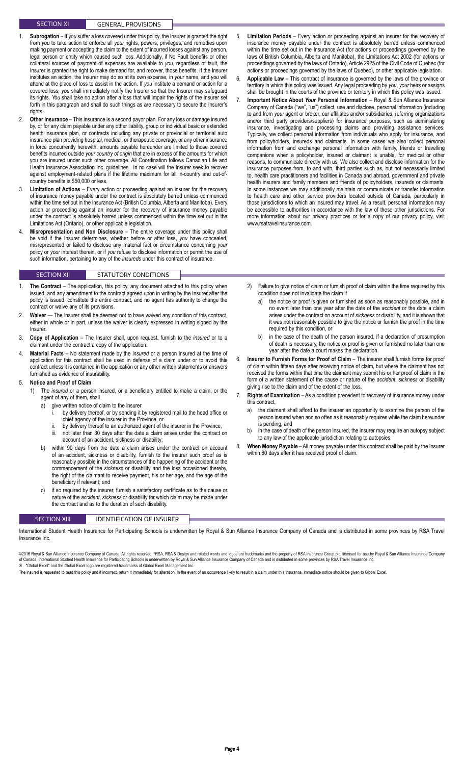## SECTION XI GENERAL PROVISIONS

1. **Subrogation** – If *you* suffer a loss covered under this policy, the Insurer is granted the right from *you* to take action to enforce all *your* rights, powers, privileges, and remedies upon making payment or accepting the claim to the extent of incurred losses against any person, legal person or entity which caused such loss. Additionally, if No Fault benefits or other collateral sources of payment of expenses are available to *you*, regardless of fault, the Insurer is granted the right to make demand for, and recover, those benefits. If the Insurer institutes an action, the Insurer may do so at its own expense, in *your* name, and *you* will attend at the place of loss to assist in the action. If *you* institute a demand or action for a covered loss, *you* shall immediately notify the Insurer so that the Insurer may safeguard its rights. *You* shall take no action after a loss that will impair the rights of the Insurer set forth in this paragraph and shall do such things as are necessary to secure the Insurer's rights.
2. **Other Insurance** – This insurance is a second payor plan. For any loss or damage insured by, or for any claim payable under any other liability, group or individual basic or extended health insurance plan, or contracts including any private or provincial or territorial auto insurance plan providing hospital, medical, or therapeutic coverage, or any other insurance in force concurrently herewith, amounts payable hereunder are limited to those covered benefits incurred outside *your country of origin* that are in excess of the amounts for which you are insured under such other coverage. All Coordination follows Canadian Life and Health Insurance Association Inc. guidelines. In no case will the Insurer seek to recover against employment-related plans if the lifetime maximum for all in-country and out-of-country benefits is $50,000 or less.
3. **Limitation of Actions** – Every action or proceeding against an insurer for the recovery of insurance money payable under the contract is absolutely barred unless commenced within the time set out in the Insurance Act (British Columbia, Alberta and Manitoba). Every action or proceeding against an insurer for the recovery of insurance money payable under the contract is absolutely barred unless commenced within the time set out in the Limitations Act (Ontario), or other applicable legislation.
4. **Misrepresentation and Non Disclosure** – The entire coverage under this policy shall be void if the Insurer determines, whether before or after loss, *you* have concealed, misrepresented or failed to disclose any material fact or circumstance concerning *your* policy or *your* interest therein, or if *you* refuse to disclose information or permit the use of such information, pertaining to any of the *insureds* under this contract of insurance.
5. **Limitation Periods** – Every action or proceeding against an insurer for the recovery of insurance money payable under the contract is absolutely barred unless commenced within the time set out in the Insurance Act (for actions or proceedings governed by the laws of British Columbia, Alberta and Manitoba), the Limitations Act 2002 (for actions or proceedings governed by the laws of Ontario), Article 2925 of the Civil Code of Quebec (for actions or proceedings governed by the laws of Quebec), or other applicable legislation.
6. **Applicable Law** – This contract of insurance is governed by the laws of the province or territory in which this policy was issued. Any legal proceeding by *you*, *your* heirs or assigns shall be brought in the courts of the province or territory in which this policy was issued.
7. **Important Notice About *Your* Personal Information** – Royal & Sun Alliance Insurance Company of Canada ("we", "us") collect, use and disclose, personal information (including to and from *your* agent or broker, our affiliates and/or subsidiaries, referring organizations and/or third party providers/suppliers) for insurance purposes, such as administering insurance, investigating and processing claims and providing assistance services. Typically, we collect personal information from individuals who apply for insurance, and from policyholders, insureds and claimants. In some cases we also collect personal information from and exchange personal information with family, friends or travelling companions when a policyholder, insured or claimant is unable, for medical or other reasons, to communicate directly with us. We also collect and disclose information for the insurance purposes from, to and with, third parties such as, but not necessarily limited to, health care practitioners and facilities in Canada and abroad, government and private health insurers and family members and friends of policyholders, insureds or claimants. In some instances we may additionally maintain or communicate or transfer information to health care and other service providers located outside of Canada, particularly in those jurisdictions to which an insured may travel. As a result, personal information may be accessible to authorities in accordance with the law of these other jurisdictions. For more information about our privacy practices or for a copy of our privacy policy, visit www.rsatravelinsurance.com.

## SECTION XII STATUTORY CONDITIONS

1. **The Contract** – The application, this policy, any document attached to this policy when issued, and any amendment to the contract agreed upon in writing by the Insurer after the policy is issued, constitute the entire contract, and no agent has authority to change the contract or waive any of its provisions.
2. **Waiver** — The Insurer shall be deemed not to have waived any condition of this contract, either in whole or in part, unless the waiver is clearly expressed in writing signed by the Insurer.
3. **Copy of Application** – The Insurer shall, upon request, furnish to the *insured* or to a claimant under the contract a copy of the application.
4. **Material Facts** – No statement made by the *insured* or a person insured at the time of application for this contract shall be used in defense of a claim under or to avoid this contract unless it is contained in the application or any other written statements or answers furnished as evidence of insurability.
5. **Notice and Proof of Claim**
   1) The *insured* or a person insured, or a beneficiary entitled to make a claim, or the agent of any of them, shall
      a) give written notice of claim to the insurer
         i. by delivery thereof, or by sending it by registered mail to the head office or chief agency of the insurer in the Province, or
         ii. by delivery thereof to an authorized agent of the insurer in the Province,
         iii. not later than 30 days after the date a claim arises under the contract on account of an accident, sickness or disability;
      b) within 90 days from the date a claim arises under the contract on account of an accident, sickness or disability, furnish to the insurer such proof as is reasonably possible in the circumstances of the happening of the accident or the commencement of the *sickness* or disability and the loss occasioned thereby, the right of the claimant to receive payment, his or her age, and the age of the beneficiary if relevant; and
      c) if so required by the insurer, furnish a satisfactory certificate as to the cause or nature of the *accident*, *sickness* or disability for which claim may be made under the contract and as to the duration of such disability.
   2) Failure to give notice of claim or furnish proof of claim within the time required by this condition does not invalidate the claim if
      a) the notice or proof is given or furnished as soon as reasonably possible, and in no event later than one year after the date of the *accident* or the date a claim arises under the contract on account of *sickness* or disability, and it is shown that it was not reasonably possible to give the notice or furnish the proof in the time required by this condition, or
      b) in the case of the death of the person insured, if a declaration of presumption of death is necessary, the notice or proof is given or furnished no later than one year after the date a court makes the declaration.
6. **Insurer to Furnish Forms for Proof of Claim** – The insurer shall furnish forms for proof of claim within fifteen days after receiving notice of claim, but where the claimant has not received the forms within that time the claimant may submit his or her proof of claim in the form of a written statement of the cause or nature of the *accident*, *sickness* or disability giving rise to the claim and of the extent of the loss.
7. **Rights of Examination** – As a condition precedent to recovery of insurance money under this contract,
   a) the claimant shall afford to the insurer an opportunity to examine the person of the person insured when and so often as it reasonably requires while the claim hereunder is pending, and
   b) in the case of death of the person insured, the insurer may require an autopsy subject to any law of the applicable jurisdiction relating to autopsies.
8. **When Money Payable** – All money payable under this contract shall be paid by the Insurer within 60 days after it has received proof of claim.

## SECTION XIII IDENTIFICATION OF INSURER

International Student Health Insurance for Participating Schools is underwritten by Royal & Sun Alliance Insurance Company of Canada and is distributed in some provinces by RSA Travel Insurance Inc.

©2016 Royal & Sun Alliance Insurance Company of Canada. All rights reserved. ®RSA, RSA & Design and related words and logos are trademarks and the property of RSA Insurance Group plc, licensed for use by Royal & Sun Alliance Insurance Company of Canada. International Student Health Insurance for Participating Schools is underwritten by Royal & Sun Alliance Insurance Company of Canada and is distributed in some provinces by RSA Travel Insurance Inc.
® "Global Excel" and the Global Excel logo are registered trademarks of Global Excel Management Inc.

The insured is requested to read this policy and if incorrect, return it immediately for alteration. In the event of an occurrence likely to result in a claim under this insurance, immediate notice should be given to Global Excel.